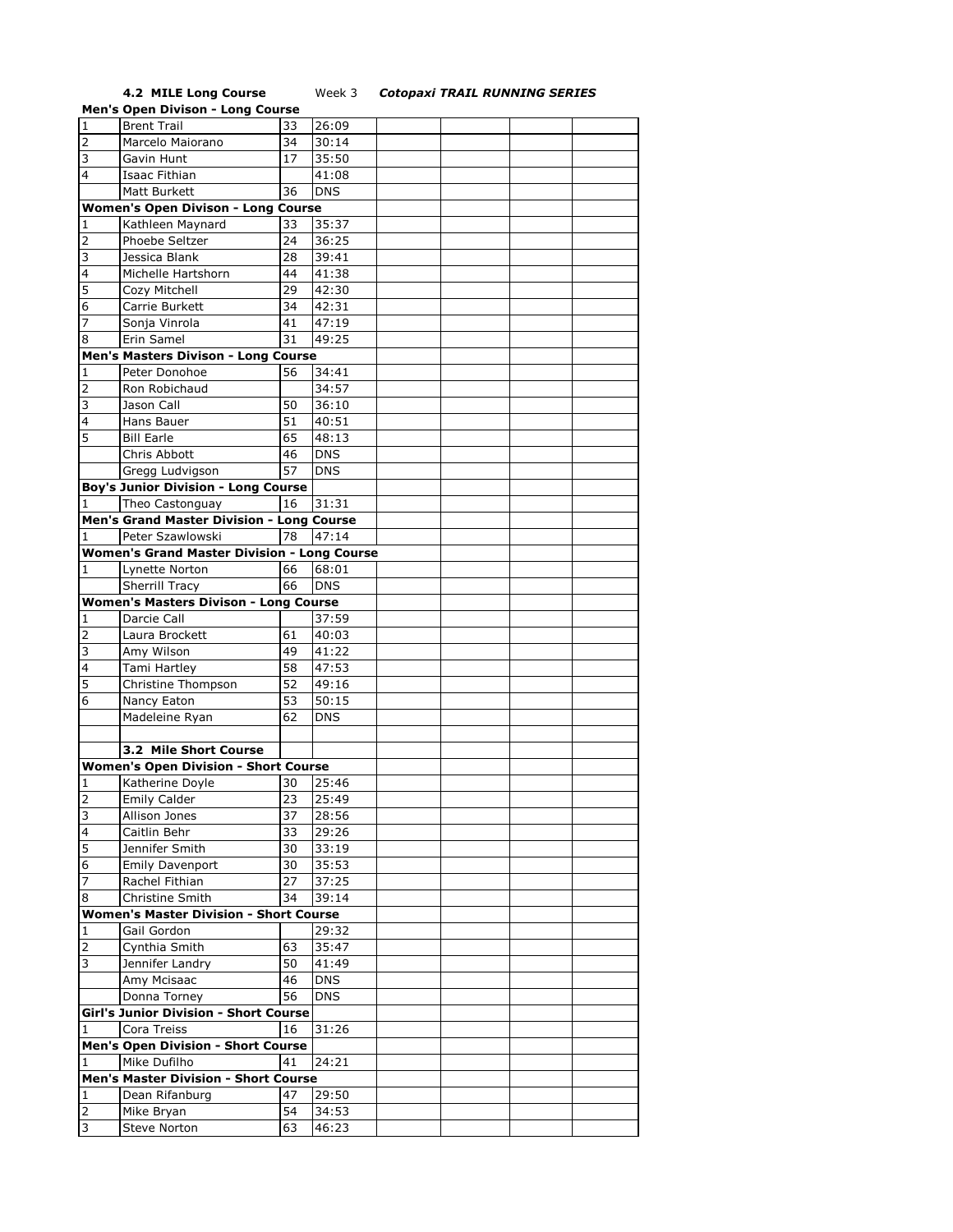**4.2 MILE Long Course** Week 3 ***Cotopaxi TRAIL RUNNING SERIES***

| | | | | | | | |
|---|---|---|---|---|---|---|---|
| **Men's Open Divison - Long Course** | | | | | | | |
| 1 | Brent Trail | 33 | 26:09 | | | | |
| 2 | Marcelo Maiorano | 34 | 30:14 | | | | |
| 3 | Gavin Hunt | 17 | 35:50 | | | | |
| 4 | Isaac Fithian | | 41:08 | | | | |
| | Matt Burkett | 36 | DNS | | | | |
| **Women's Open Divison - Long Course** | | | | | | | |
| 1 | Kathleen Maynard | 33 | 35:37 | | | | |
| 2 | Phoebe Seltzer | 24 | 36:25 | | | | |
| 3 | Jessica Blank | 28 | 39:41 | | | | |
| 4 | Michelle Hartshorn | 44 | 41:38 | | | | |
| 5 | Cozy Mitchell | 29 | 42:30 | | | | |
| 6 | Carrie Burkett | 34 | 42:31 | | | | |
| 7 | Sonja Vinrola | 41 | 47:19 | | | | |
| 8 | Erin Samel | 31 | 49:25 | | | | |
| **Men's Masters Divison - Long Course** | | | | | | | |
| 1 | Peter Donohoe | 56 | 34:41 | | | | |
| 2 | Ron Robichaud | | 34:57 | | | | |
| 3 | Jason Call | 50 | 36:10 | | | | |
| 4 | Hans Bauer | 51 | 40:51 | | | | |
| 5 | Bill Earle | 65 | 48:13 | | | | |
| | Chris Abbott | 46 | DNS | | | | |
| | Gregg Ludvigson | 57 | DNS | | | | |
| **Boy's Junior Division - Long Course** | | | | | | | |
| 1 | Theo Castonguay | 16 | 31:31 | | | | |
| **Men's Grand Master Division - Long Course** | | | | | | | |
| 1 | Peter Szawlowski | 78 | 47:14 | | | | |
| **Women's Grand Master Division - Long Course** | | | | | | | |
| 1 | Lynette Norton | 66 | 68:01 | | | | |
| | Sherrill Tracy | 66 | DNS | | | | |
| **Women's Masters Divison - Long Course** | | | | | | | |
| 1 | Darcie Call | | 37:59 | | | | |
| 2 | Laura Brockett | 61 | 40:03 | | | | |
| 3 | Amy Wilson | 49 | 41:22 | | | | |
| 4 | Tami Hartley | 58 | 47:53 | | | | |
| 5 | Christine Thompson | 52 | 49:16 | | | | |
| 6 | Nancy Eaton | 53 | 50:15 | | | | |
| | Madeleine Ryan | 62 | DNS | | | | |
| | | | | | | | |
| | **3.2 Mile Short Course** | | | | | | |
| **Women's Open Division - Short Course** | | | | | | | |
| 1 | Katherine Doyle | 30 | 25:46 | | | | |
| 2 | Emily Calder | 23 | 25:49 | | | | |
| 3 | Allison Jones | 37 | 28:56 | | | | |
| 4 | Caitlin Behr | 33 | 29:26 | | | | |
| 5 | Jennifer Smith | 30 | 33:19 | | | | |
| 6 | Emily Davenport | 30 | 35:53 | | | | |
| 7 | Rachel Fithian | 27 | 37:25 | | | | |
| 8 | Christine Smith | 34 | 39:14 | | | | |
| **Women's Master Division - Short Course** | | | | | | | |
| 1 | Gail Gordon | | 29:32 | | | | |
| 2 | Cynthia Smith | 63 | 35:47 | | | | |
| 3 | Jennifer Landry | 50 | 41:49 | | | | |
| | Amy Mcisaac | 46 | DNS | | | | |
| | Donna Torney | 56 | DNS | | | | |
| **Girl's Junior Division - Short Course** | | | | | | | |
| 1 | Cora Treiss | 16 | 31:26 | | | | |
| **Men's Open Division - Short Course** | | | | | | | |
| 1 | Mike Dufilho | 41 | 24:21 | | | | |
| **Men's Master Division - Short Course** | | | | | | | |
| 1 | Dean Rifanburg | 47 | 29:50 | | | | |
| 2 | Mike Bryan | 54 | 34:53 | | | | |
| 3 | Steve Norton | 63 | 46:23 | | | | |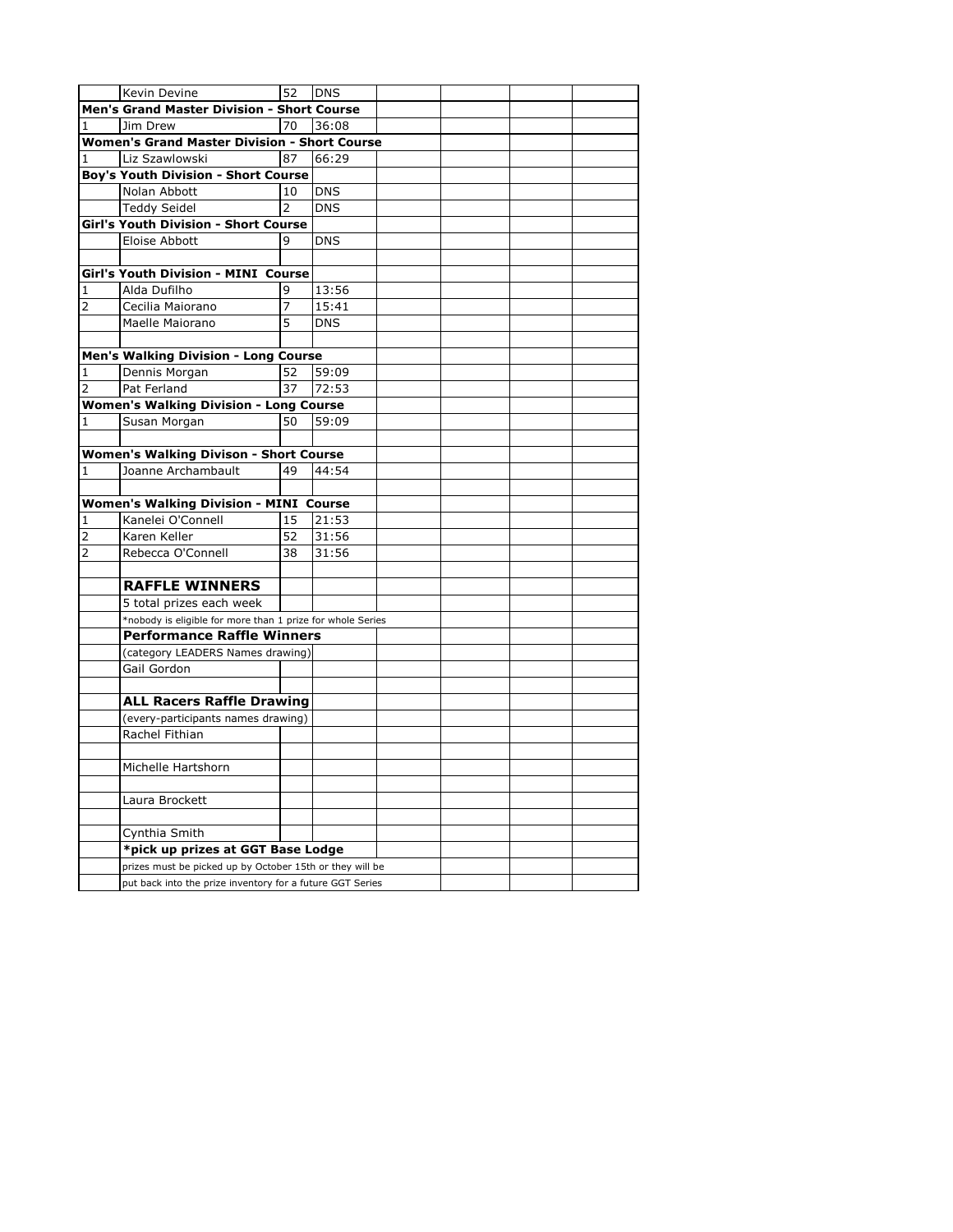| | | | | | | | |
|---|---|---|---|---|---|---|---|
| | Kevin Devine | 52 | DNS | | | | |
| **Men's Grand Master Division - Short Course** | | | | | | | |
| 1 | Jim Drew | 70 | 36:08 | | | | |
| **Women's Grand Master Division - Short Course** | | | | | | | |
| 1 | Liz Szawlowski | 87 | 66:29 | | | | |
| **Boy's Youth Division - Short Course** | | | | | | | |
| | Nolan Abbott | 10 | DNS | | | | |
| | Teddy Seidel | 2 | DNS | | | | |
| **Girl's Youth Division - Short Course** | | | | | | | |
| | Eloise Abbott | 9 | DNS | | | | |
| | | | | | | | |
| **Girl's Youth Division - MINI Course** | | | | | | | |
| 1 | Alda Dufilho | 9 | 13:56 | | | | |
| 2 | Cecilia Maiorano | 7 | 15:41 | | | | |
| | Maelle Maiorano | 5 | DNS | | | | |
| | | | | | | | |
| **Men's Walking Division - Long Course** | | | | | | | |
| 1 | Dennis Morgan | 52 | 59:09 | | | | |
| 2 | Pat Ferland | 37 | 72:53 | | | | |
| **Women's Walking Division - Long Course** | | | | | | | |
| 1 | Susan Morgan | 50 | 59:09 | | | | |
| | | | | | | | |
| **Women's Walking Divison - Short Course** | | | | | | | |
| 1 | Joanne Archambault | 49 | 44:54 | | | | |
| | | | | | | | |
| **Women's Walking Division - MINI Course** | | | | | | | |
| 1 | Kanelei O'Connell | 15 | 21:53 | | | | |
| 2 | Karen Keller | 52 | 31:56 | | | | |
| 2 | Rebecca O'Connell | 38 | 31:56 | | | | |
| | | | | | | | |
| | **RAFFLE WINNERS** | | | | | | |
| | 5 total prizes each week | | | | | | |
| | *nobody is eligible for more than 1 prize for whole Series | | | | | | |
| | **Performance Raffle Winners** | | | | | | |
| | (category LEADERS Names drawing) | | | | | | |
| | Gail Gordon | | | | | | |
| | | | | | | | |
| | **ALL Racers Raffle Drawing** | | | | | | |
| | (every-participants names drawing) | | | | | | |
| | Rachel Fithian | | | | | | |
| | | | | | | | |
| | Michelle Hartshorn | | | | | | |
| | | | | | | | |
| | Laura Brockett | | | | | | |
| | | | | | | | |
| | Cynthia Smith | | | | | | |
| | **\*pick up prizes at GGT Base Lodge** | | | | | | |
| | prizes must be picked up by October 15th or they will be | | | | | | |
| | put back into the prize inventory for a future GGT Series | | | | | | |